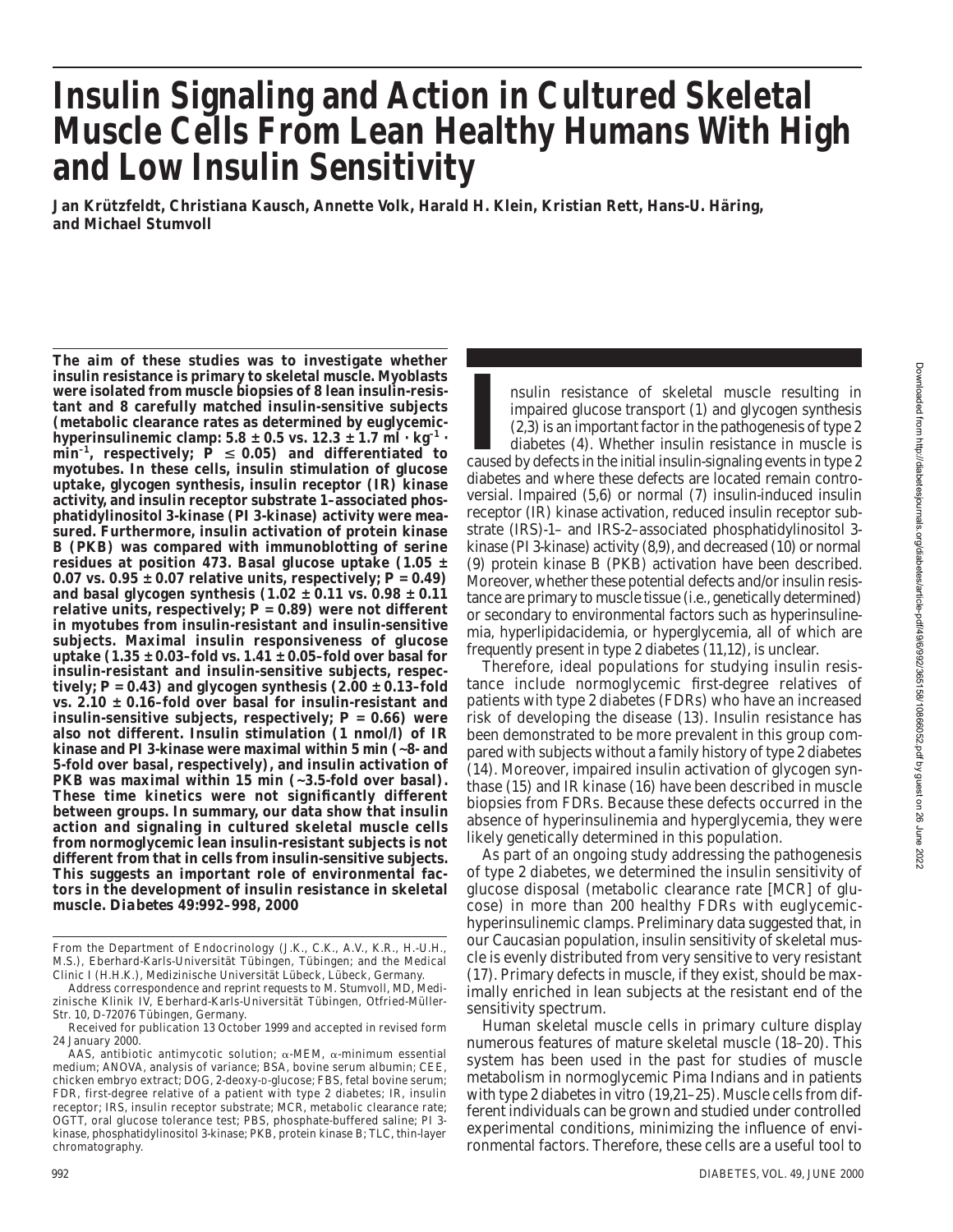# Insulin Signaling and Action in Cultured Skeletal Muscle Cells From Lean Healthy Humans With High and Low Insulin Sensitivity

**Jan Krützfeldt, Christiana Kausch, Annette Volk, Harald H. Klein, Kristian Rett, Hans-U. Häring, and Michael Stumvoll**

**The aim of these studies was to investigate whether insulin resistance is primary to skeletal muscle. Myoblasts were isolated from muscle biopsies of 8 lean insulin-resistant and 8 carefully matched insulin-sensitive subjects (metabolic clearance rates as determined by euglycemic-hyperinsulinemic clamp: 5.8 ± 0.5 vs. 12.3 ± 1.7 ml · kg$^{-1}$ · min$^{-1}$, respectively; $P \leq 0.05$) and differentiated to myotubes. In these cells, insulin stimulation of glucose uptake, glycogen synthesis, insulin receptor (IR) kinase activity, and insulin receptor substrate 1–associated phosphatidylinositol 3-kinase (PI 3-kinase) activity were measured. Furthermore, insulin activation of protein kinase B (PKB) was compared with immunoblotting of serine residues at position 473. Basal glucose uptake (1.05 ± 0.07 vs. 0.95 ± 0.07 relative units, respectively; $P = 0.49$) and basal glycogen synthesis (1.02 ± 0.11 vs. 0.98 ± 0.11 relative units, respectively; $P = 0.89$) were not different in myotubes from insulin-resistant and insulin-sensitive subjects. Maximal insulin responsiveness of glucose uptake (1.35 ± 0.03–fold vs. 1.41 ± 0.05–fold over basal for insulin-resistant and insulin-sensitive subjects, respectively; $P = 0.43$) and glycogen synthesis (2.00 ± 0.13–fold vs. 2.10 ± 0.16–fold over basal for insulin-resistant and insulin-sensitive subjects, respectively; $P = 0.66$) were also not different. Insulin stimulation (1 nmol/l) of IR kinase and PI 3-kinase were maximal within 5 min (~8- and 5-fold over basal, respectively), and insulin activation of PKB was maximal within 15 min (~3.5-fold over basal). These time kinetics were not significantly different between groups. In summary, our data show that insulin action and signaling in cultured skeletal muscle cells from normoglycemic lean insulin-resistant subjects is not different from that in cells from insulin-sensitive subjects. This suggests an important role of environmental factors in the development of insulin resistance in skeletal muscle.** ***Diabetes* 49:992–998, 2000**

From the Department of Endocrinology (J.K., C.K., A.V., K.R., H.-U.H., M.S.), Eberhard-Karls-Universität Tübingen, Tübingen; and the Medical Clinic I (H.H.K.), Medizinische Universität Lübeck, Lübeck, Germany.

Address correspondence and reprint requests to M. Stumvoll, MD, Medizinische Klinik IV, Eberhard-Karls-Universität Tübingen, Otfried-Müller-Str. 10, D-72076 Tübingen, Germany.

Received for publication 13 October 1999 and accepted in revised form 24 January 2000.

AAS, antibiotic antimycotic solution; α-MEM, α-minimum essential medium; ANOVA, analysis of variance; BSA, bovine serum albumin; CEE, chicken embryo extract; DOG, 2-deoxy-D-glucose; FBS, fetal bovine serum; FDR, first-degree relative of a patient with type 2 diabetes; IR, insulin receptor; IRS, insulin receptor substrate; MCR, metabolic clearance rate; OGTT, oral glucose tolerance test; PBS, phosphate-buffered saline; PI 3-kinase, phosphatidylinositol 3-kinase; PKB, protein kinase B; TLC, thin-layer chromatography.

Insulin resistance of skeletal muscle resulting in impaired glucose transport (1) and glycogen synthesis (2,3) is an important factor in the pathogenesis of type 2 diabetes (4). Whether insulin resistance in muscle is caused by defects in the initial insulin-signaling events in type 2 diabetes and where these defects are located remain controversial. Impaired (5,6) or normal (7) insulin-induced insulin receptor (IR) kinase activation, reduced insulin receptor substrate (IRS)-1– and IRS-2–associated phosphatidylinositol 3-kinase (PI 3-kinase) activity (8,9), and decreased (10) or normal (9) protein kinase B (PKB) activation have been described. Moreover, whether these potential defects and/or insulin resistance are primary to muscle tissue (i.e., genetically determined) or secondary to environmental factors such as hyperinsulinemia, hyperlipidacidemia, or hyperglycemia, all of which are frequently present in type 2 diabetes (11,12), is unclear.

Therefore, ideal populations for studying insulin resistance include normoglycemic first-degree relatives of patients with type 2 diabetes (FDRs) who have an increased risk of developing the disease (13). Insulin resistance has been demonstrated to be more prevalent in this group compared with subjects without a family history of type 2 diabetes (14). Moreover, impaired insulin activation of glycogen synthase (15) and IR kinase (16) have been described in muscle biopsies from FDRs. Because these defects occurred in the absence of hyperinsulinemia and hyperglycemia, they were likely genetically determined in this population.

As part of an ongoing study addressing the pathogenesis of type 2 diabetes, we determined the insulin sensitivity of glucose disposal (metabolic clearance rate [MCR] of glucose) in more than 200 healthy FDRs with euglycemic-hyperinsulinemic clamps. Preliminary data suggested that, in our Caucasian population, insulin sensitivity of skeletal muscle is evenly distributed from very sensitive to very resistant (17). Primary defects in muscle, if they exist, should be maximally enriched in lean subjects at the resistant end of the sensitivity spectrum.

Human skeletal muscle cells in primary culture display numerous features of mature skeletal muscle (18–20). This system has been used in the past for studies of muscle metabolism in normoglycemic Pima Indians and in patients with type 2 diabetes in vitro (19,21–25). Muscle cells from different individuals can be grown and studied under controlled experimental conditions, minimizing the influence of environmental factors. Therefore, these cells are a useful tool to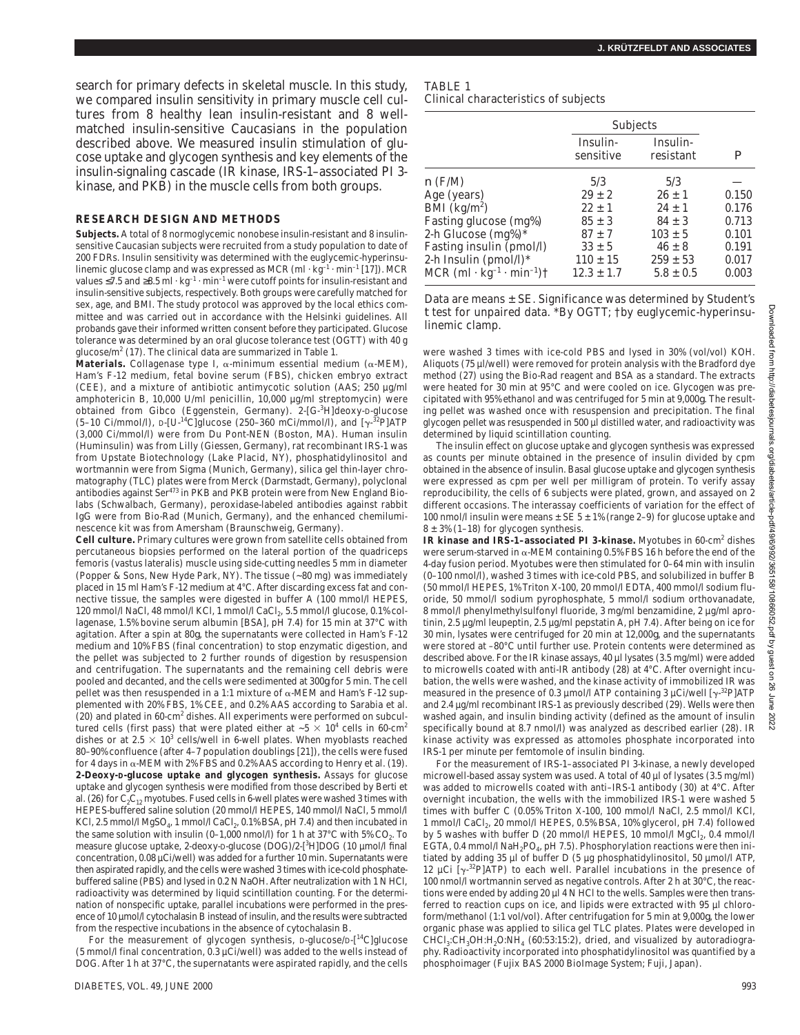search for primary defects in skeletal muscle. In this study, we compared insulin sensitivity in primary muscle cell cultures from 8 healthy lean insulin-resistant and 8 well-matched insulin-sensitive Caucasians in the population described above. We measured insulin stimulation of glucose uptake and glycogen synthesis and key elements of the insulin-signaling cascade (IR kinase, IRS-1–associated PI 3-kinase, and PKB) in the muscle cells from both groups.

## RESEARCH DESIGN AND METHODS

**Subjects.** A total of 8 normoglycemic nonobese insulin-resistant and 8 insulin-sensitive Caucasian subjects were recruited from a study population to date of 200 FDRs. Insulin sensitivity was determined with the euglycemic-hyperinsulinemic glucose clamp and was expressed as MCR (ml · kg$^{-1}$ · min$^{-1}$ [17]). MCR values ≤7.5 and ≥8.5 ml · kg$^{-1}$ · min$^{-1}$ were cutoff points for insulin-resistant and insulin-sensitive subjects, respectively. Both groups were carefully matched for sex, age, and BMI. The study protocol was approved by the local ethics committee and was carried out in accordance with the Helsinki guidelines. All probands gave their informed written consent before they participated. Glucose tolerance was determined by an oral glucose tolerance test (OGTT) with 40 g glucose/m$^2$ (17). The clinical data are summarized in Table 1.

**Materials.** Collagenase type I, α-minimum essential medium (α-MEM), Ham's F-12 medium, fetal bovine serum (FBS), chicken embryo extract (CEE), and a mixture of antibiotic antimycotic solution (AAS; 250 μg/ml amphotericin B, 10,000 U/ml penicillin, 10,000 μg/ml streptomycin) were obtained from Gibco (Eggenstein, Germany). 2-[G-$^3$H]deoxy-D-glucose (5–10 Ci/mmol/l), D-[U-$^{14}$C]glucose (250–360 mCi/mmol/l), and [γ-$^{32}$P]ATP (3,000 Ci/mmol/l) were from Du Pont-NEN (Boston, MA). Human insulin (Huminsulin) was from Lilly (Giessen, Germany), rat recombinant IRS-1 was from Upstate Biotechnology (Lake Placid, NY), phosphatidylinositol and wortmannin were from Sigma (Munich, Germany), silica gel thin-layer chromatography (TLC) plates were from Merck (Darmstadt, Germany), polyclonal antibodies against Ser$^{473}$ in PKB and PKB protein were from New England Biolabs (Schwalbach, Germany), peroxidase-labeled antibodies against rabbit IgG were from Bio-Rad (Munich, Germany), and the enhanced chemiluminescence kit was from Amersham (Braunschweig, Germany).

**Cell culture.** Primary cultures were grown from satellite cells obtained from percutaneous biopsies performed on the lateral portion of the quadriceps femoris (vastus lateralis) muscle using side-cutting needles 5 mm in diameter (Popper & Sons, New Hyde Park, NY). The tissue (~80 mg) was immediately placed in 15 ml Ham's F-12 medium at 4°C. After discarding excess fat and connective tissue, the samples were digested in buffer A (100 mmol/l HEPES, 120 mmol/l NaCl, 48 mmol/l KCl, 1 mmol/l $CaCl_2$, 5.5 mmol/l glucose, 0.1% collagenase, 1.5% bovine serum albumin [BSA], pH 7.4) for 15 min at 37°C with agitation. After a spin at 80*g*, the supernatants were collected in Ham's F-12 medium and 10% FBS (final concentration) to stop enzymatic digestion, and the pellet was subjected to 2 further rounds of digestion by resuspension and centrifugation. The supernatants and the remaining cell debris were pooled and decanted, and the cells were sedimented at 300*g* for 5 min. The cell pellet was then resuspended in a 1:1 mixture of α-MEM and Ham's F-12 supplemented with 20% FBS, 1% CEE, and 0.2% AAS according to Sarabia et al. (20) and plated in 60-cm$^2$ dishes. All experiments were performed on subcultured cells (first pass) that were plated either at ~5 × 10$^4$ cells in 60-cm$^2$ dishes or at 2.5 × 10$^3$ cells/well in 6-well plates. When myoblasts reached 80–90% confluence (after 4–7 population doublings [21]), the cells were fused for 4 days in α-MEM with 2% FBS and 0.2% AAS according to Henry et al. (19).

**2-Deoxy-D-glucose uptake and glycogen synthesis.** Assays for glucose uptake and glycogen synthesis were modified from those described by Berti et al. (26) for $C_2C_{12}$ myotubes. Fused cells in 6-well plates were washed 3 times with HEPES-buffered saline solution (20 mmol/l HEPES, 140 mmol/l NaCl, 5 mmol/l KCl, 2.5 mmol/l $MgSO_4$, 1 mmol/l $CaCl_2$, 0.1% BSA, pH 7.4) and then incubated in the same solution with insulin (0–1,000 nmol/l) for 1 h at 37°C with 5% $CO_2$. To measure glucose uptake, 2-deoxy-D-glucose (DOG)/2-[$^3$H]DOG (10 μmol/l final concentration, 0.08 μCi/well) was added for a further 10 min. Supernatants were then aspirated rapidly, and the cells were washed 3 times with ice-cold phosphate-buffered saline (PBS) and lysed in 0.2 N NaOH. After neutralization with 1 N HCl, radioactivity was determined by liquid scintillation counting. For the determination of nonspecific uptake, parallel incubations were performed in the presence of 10 μmol/l cytochalasin B instead of insulin, and the results were subtracted from the respective incubations in the absence of cytochalasin B.

For the measurement of glycogen synthesis, D-glucose/D-[$^{14}$C]glucose (5 mmol/l final concentration, 0.3 μCi/well) was added to the wells instead of DOG. After 1 h at 37°C, the supernatants were aspirated rapidly, and the cells were washed 3 times with ice-cold PBS and lysed in 30% (vol/vol) KOH. Aliquots (75 μl/well) were removed for protein analysis with the Bradford dye method (27) using the Bio-Rad reagent and BSA as a standard. The extracts were heated for 30 min at 95°C and were cooled on ice. Glycogen was precipitated with 95% ethanol and was centrifuged for 5 min at 9,000*g*. The resulting pellet was washed once with resuspension and precipitation. The final glycogen pellet was resuspended in 500 μl distilled water, and radioactivity was determined by liquid scintillation counting.

The insulin effect on glucose uptake and glycogen synthesis was expressed as counts per minute obtained in the presence of insulin divided by cpm obtained in the absence of insulin. Basal glucose uptake and glycogen synthesis were expressed as cpm per well per milligram of protein. To verify assay reproducibility, the cells of 6 subjects were plated, grown, and assayed on 2 different occasions. The interassay coefficients of variation for the effect of 100 nmol/l insulin were means ± SE 5 ± 1% (range 2–9) for glucose uptake and 8 ± 3% (1–18) for glycogen synthesis.

**IR kinase and IRS-1–associated PI 3-kinase.** Myotubes in 60-cm$^2$ dishes were serum-starved in α-MEM containing 0.5% FBS 16 h before the end of the 4-day fusion period. Myotubes were then stimulated for 0–64 min with insulin (0–100 nmol/l), washed 3 times with ice-cold PBS, and solubilized in buffer B (50 mmol/l HEPES, 1% Triton X-100, 20 mmol/l EDTA, 400 mmol/l sodium fluoride, 50 mmol/l sodium pyrophosphate, 5 mmol/l sodium orthovanadate, 8 mmol/l phenylmethylsulfonyl fluoride, 3 mg/ml benzamidine, 2 μg/ml aprotinin, 2.5 μg/ml leupeptin, 2.5 μg/ml pepstatin A, pH 7.4). After being on ice for 30 min, lysates were centrifuged for 20 min at 12,000*g*, and the supernatants were stored at –80°C until further use. Protein contents were determined as described above. For the IR kinase assays, 40 μl lysates (3.5 mg/ml) were added to microwells coated with anti-IR antibody (28) at 4°C. After overnight incubation, the wells were washed, and the kinase activity of immobilized IR was measured in the presence of 0.3 μmol/l ATP containing 3 μCi/well [γ-$^{32}$P]ATP and 2.4 μg/ml recombinant IRS-1 as previously described (29). Wells were then washed again, and insulin binding activity (defined as the amount of insulin specifically bound at 8.7 nmol/l) was analyzed as described earlier (28). IR kinase activity was expressed as attomoles phosphate incorporated into IRS-1 per minute per femtomole of insulin binding.

For the measurement of IRS-1–associated PI 3-kinase, a newly developed microwell-based assay system was used. A total of 40 μl of lysates (3.5 mg/ml) was added to microwells coated with anti–IRS-1 antibody (30) at 4°C. After overnight incubation, the wells with the immobilized IRS-1 were washed 5 times with buffer C (0.05% Triton X-100, 100 mmol/l NaCl, 2.5 mmol/l KCl, 1 mmol/l $CaCl_2$, 20 mmol/l HEPES, 0.5% BSA, 10% glycerol, pH 7.4) followed by 5 washes with buffer D (20 mmol/l HEPES, 10 mmol/l $MgCl_2$, 0.4 mmol/l EGTA, 0.4 mmol/l $NaH_2PO_4$, pH 7.5). Phosphorylation reactions were then initiated by adding 35 μl of buffer D (5 μg phosphatidylinositol, 50 μmol/l ATP, 12 μCi [γ-$^{32}$P]ATP) to each well. Parallel incubations in the presence of 100 nmol/l wortmannin served as negative controls. After 2 h at 30°C, the reactions were ended by adding 20 μl 4 N HCl to the wells. Samples were then transferred to reaction cups on ice, and lipids were extracted with 95 μl chloroform/methanol (1:1 vol/vol). After centrifugation for 5 min at 9,000*g*, the lower organic phase was applied to silica gel TLC plates. Plates were developed in $CHCl_3$:$CH_3OH$:$H_2O$:$NH_4$ (60:53:15:2), dried, and visualized by autoradiography. Radioactivity incorporated into phosphatidylinositol was quantified by a phosphoimager (Fujix BAS 2000 BioImage System; Fuji, Japan).

TABLE 1
Clinical characteristics of subjects

| | Subjects | | |
|---|---|---|---|
| | Insulin-sensitive | Insulin-resistant | *P* |
| *n* (F/M) | 5/3 | 5/3 | — |
| Age (years) | 29 ± 2 | 26 ± 1 | 0.150 |
| BMI (kg/m$^2$) | 22 ± 1 | 24 ± 1 | 0.176 |
| Fasting glucose (mg%) | 85 ± 3 | 84 ± 3 | 0.713 |
| 2-h Glucose (mg%)* | 87 ± 7 | 103 ± 5 | 0.101 |
| Fasting insulin (pmol/l) | 33 ± 5 | 46 ± 8 | 0.191 |
| 2-h Insulin (pmol/l)* | 110 ± 15 | 259 ± 53 | 0.017 |
| MCR (ml · kg$^{-1}$ · min$^{-1}$)† | 12.3 ± 1.7 | 5.8 ± 0.5 | 0.003 |

Data are means ± SE. Significance was determined by Student's *t* test for unpaired data. *By OGTT; †by euglycemic-hyperinsulinemic clamp.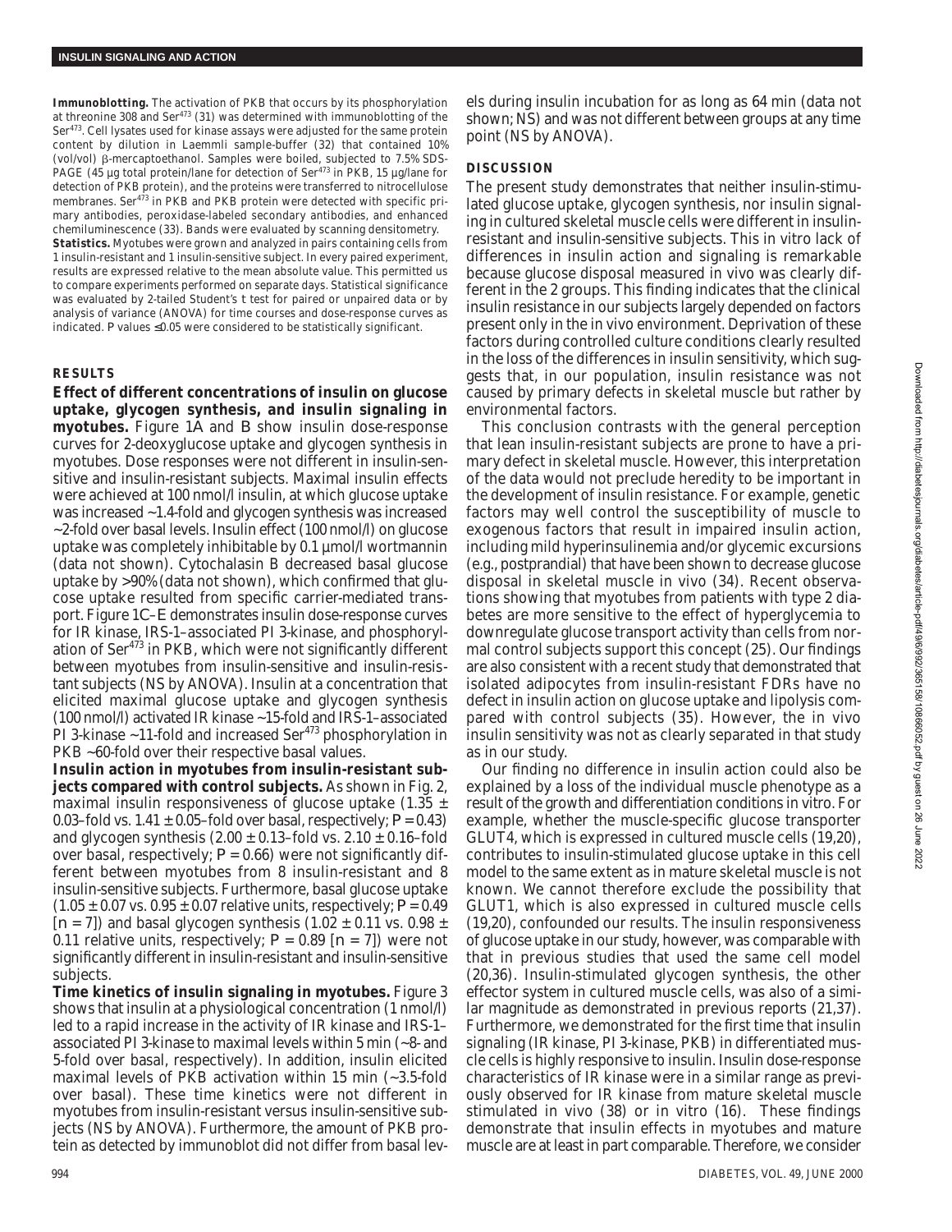**Immunoblotting.** The activation of PKB that occurs by its phosphorylation at threonine 308 and $Ser^{473}$ (31) was determined with immunoblotting of the $Ser^{473}$. Cell lysates used for kinase assays were adjusted for the same protein content by dilution in Laemmli sample-buffer (32) that contained 10% (vol/vol) β-mercaptoethanol. Samples were boiled, subjected to 7.5% SDS-PAGE (45 µg total protein/lane for detection of $Ser^{473}$ in PKB, 15 µg/lane for detection of PKB protein), and the proteins were transferred to nitrocellulose membranes. $Ser^{473}$ in PKB and PKB protein were detected with specific primary antibodies, peroxidase-labeled secondary antibodies, and enhanced chemiluminescence (33). Bands were evaluated by scanning densitometry.

**Statistics.** Myotubes were grown and analyzed in pairs containing cells from 1 insulin-resistant and 1 insulin-sensitive subject. In every paired experiment, results are expressed relative to the mean absolute value. This permitted us to compare experiments performed on separate days. Statistical significance was evaluated by 2-tailed Student's *t* test for paired or unpaired data or by analysis of variance (ANOVA) for time courses and dose-response curves as indicated. $P$ values ≤0.05 were considered to be statistically significant.

## RESULTS

**Effect of different concentrations of insulin on glucose uptake, glycogen synthesis, and insulin signaling in myotubes.** Figure 1*A* and *B* show insulin dose-response curves for 2-deoxyglucose uptake and glycogen synthesis in myotubes. Dose responses were not different in insulin-sensitive and insulin-resistant subjects. Maximal insulin effects were achieved at 100 nmol/l insulin, at which glucose uptake was increased ~1.4-fold and glycogen synthesis was increased ~2-fold over basal levels. Insulin effect (100 nmol/l) on glucose uptake was completely inhibitable by 0.1 µmol/l wortmannin (data not shown). Cytochalasin B decreased basal glucose uptake by >90% (data not shown), which confirmed that glucose uptake resulted from specific carrier-mediated transport. Figure 1*C*–*E* demonstrates insulin dose-response curves for IR kinase, IRS-1–associated PI 3-kinase, and phosphorylation of $Ser^{473}$ in PKB, which were not significantly different between myotubes from insulin-sensitive and insulin-resistant subjects (NS by ANOVA). Insulin at a concentration that elicited maximal glucose uptake and glycogen synthesis (100 nmol/l) activated IR kinase ~15-fold and IRS-1–associated PI 3-kinase ~11-fold and increased $Ser^{473}$ phosphorylation in PKB ~60-fold over their respective basal values.

**Insulin action in myotubes from insulin-resistant subjects compared with control subjects.** As shown in Fig. 2, maximal insulin responsiveness of glucose uptake (1.35 ± 0.03–fold vs. 1.41 ± 0.05–fold over basal, respectively; $P = 0.43$) and glycogen synthesis (2.00 ± 0.13–fold vs. 2.10 ± 0.16–fold over basal, respectively; $P = 0.66$) were not significantly different between myotubes from 8 insulin-resistant and 8 insulin-sensitive subjects. Furthermore, basal glucose uptake (1.05 ± 0.07 vs. 0.95 ± 0.07 relative units, respectively; $P = 0.49$ [$n = 7$]) and basal glycogen synthesis (1.02 ± 0.11 vs. 0.98 ± 0.11 relative units, respectively; $P = 0.89$ [$n = 7$]) were not significantly different in insulin-resistant and insulin-sensitive subjects.

**Time kinetics of insulin signaling in myotubes.** Figure 3 shows that insulin at a physiological concentration (1 nmol/l) led to a rapid increase in the activity of IR kinase and IRS-1–associated PI 3-kinase to maximal levels within 5 min (~8- and 5-fold over basal, respectively). In addition, insulin elicited maximal levels of PKB activation within 15 min (~3.5-fold over basal). These time kinetics were not different in myotubes from insulin-resistant versus insulin-sensitive subjects (NS by ANOVA). Furthermore, the amount of PKB protein as detected by immunoblot did not differ from basal levels during insulin incubation for as long as 64 min (data not shown; NS) and was not different between groups at any time point (NS by ANOVA).

## DISCUSSION

The present study demonstrates that neither insulin-stimulated glucose uptake, glycogen synthesis, nor insulin signaling in cultured skeletal muscle cells were different in insulin-resistant and insulin-sensitive subjects. This in vitro lack of differences in insulin action and signaling is remarkable because glucose disposal measured in vivo was clearly different in the 2 groups. This finding indicates that the clinical insulin resistance in our subjects largely depended on factors present only in the in vivo environment. Deprivation of these factors during controlled culture conditions clearly resulted in the loss of the differences in insulin sensitivity, which suggests that, in our population, insulin resistance was not caused by primary defects in skeletal muscle but rather by environmental factors.

This conclusion contrasts with the general perception that lean insulin-resistant subjects are prone to have a primary defect in skeletal muscle. However, this interpretation of the data would not preclude heredity to be important in the development of insulin resistance. For example, genetic factors may well control the susceptibility of muscle to exogenous factors that result in impaired insulin action, including mild hyperinsulinemia and/or glycemic excursions (e.g., postprandial) that have been shown to decrease glucose disposal in skeletal muscle in vivo (34). Recent observations showing that myotubes from patients with type 2 diabetes are more sensitive to the effect of hyperglycemia to downregulate glucose transport activity than cells from normal control subjects support this concept (25). Our findings are also consistent with a recent study that demonstrated that isolated adipocytes from insulin-resistant FDRs have no defect in insulin action on glucose uptake and lipolysis compared with control subjects (35). However, the in vivo insulin sensitivity was not as clearly separated in that study as in our study.

Our finding no difference in insulin action could also be explained by a loss of the individual muscle phenotype as a result of the growth and differentiation conditions in vitro. For example, whether the muscle-specific glucose transporter GLUT4, which is expressed in cultured muscle cells (19,20), contributes to insulin-stimulated glucose uptake in this cell model to the same extent as in mature skeletal muscle is not known. We cannot therefore exclude the possibility that GLUT1, which is also expressed in cultured muscle cells (19,20), confounded our results. The insulin responsiveness of glucose uptake in our study, however, was comparable with that in previous studies that used the same cell model (20,36). Insulin-stimulated glycogen synthesis, the other effector system in cultured muscle cells, was also of a similar magnitude as demonstrated in previous reports (21,37). Furthermore, we demonstrated for the first time that insulin signaling (IR kinase, PI 3-kinase, PKB) in differentiated muscle cells is highly responsive to insulin. Insulin dose-response characteristics of IR kinase were in a similar range as previously observed for IR kinase from mature skeletal muscle stimulated in vivo (38) or in vitro (16). These findings demonstrate that insulin effects in myotubes and mature muscle are at least in part comparable. Therefore, we consider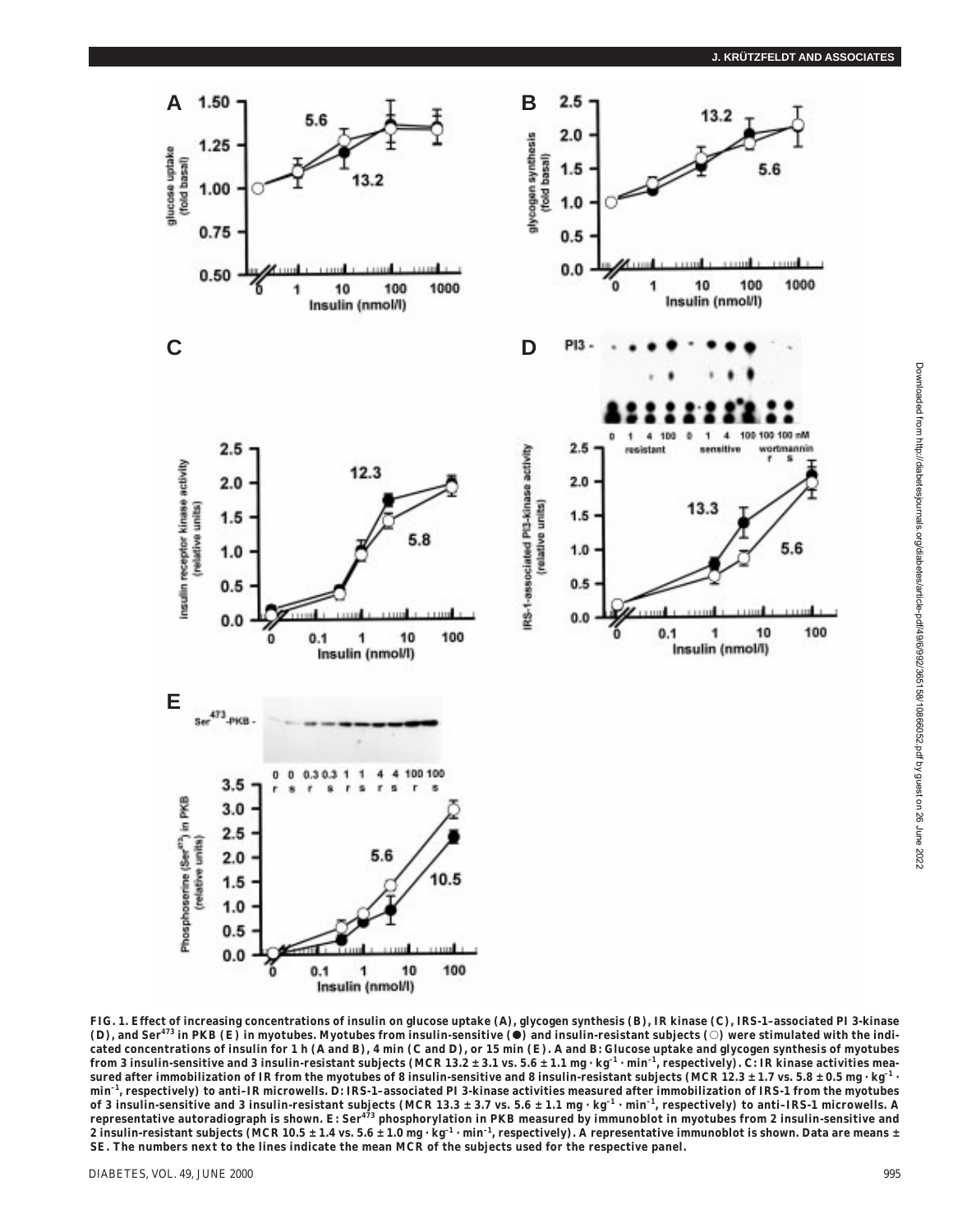**FIG. 1. Effect of increasing concentrations of insulin on glucose uptake (A), glycogen synthesis (B), IR kinase (C), IRS-1–associated PI 3-kinase (D), and Ser[473] in PKB (E) in myotubes. Myotubes from insulin-sensitive (●) and insulin-resistant subjects (○) were stimulated with the indicated concentrations of insulin for 1 h (A and B), 4 min (C and D), or 15 min (E). A and B: Glucose uptake and glycogen synthesis of myotubes from 3 insulin-sensitive and 3 insulin-resistant subjects (MCR 13.2 ± 3.1 vs. 5.6 ± 1.1 mg · kg$^{-1}$ · min$^{-1}$, respectively). C: IR kinase activities measured after immobilization of IR from the myotubes of 8 insulin-sensitive and 8 insulin-resistant subjects (MCR 12.3 ± 1.7 vs. 5.8 ± 0.5 mg · kg$^{-1}$ · min$^{-1}$, respectively) to anti–IR microwells. D: IRS-1–associated PI 3-kinase activities measured after immobilization of IRS-1 from the myotubes of 3 insulin-sensitive and 3 insulin-resistant subjects (MCR 13.3 ± 3.7 vs. 5.6 ± 1.1 mg · kg$^{-1}$ · min$^{-1}$, respectively) to anti–IRS-1 microwells. A representative autoradiograph is shown. E: Ser[473] phosphorylation in PKB measured by immunoblot in myotubes from 2 insulin-sensitive and 2 insulin-resistant subjects (MCR 10.5 ± 1.4 vs. 5.6 ± 1.0 mg · kg$^{-1}$ · min$^{-1}$, respectively). A representative immunoblot is shown. Data are means ± SE. The numbers next to the lines indicate the mean MCR of the subjects used for the respective panel.**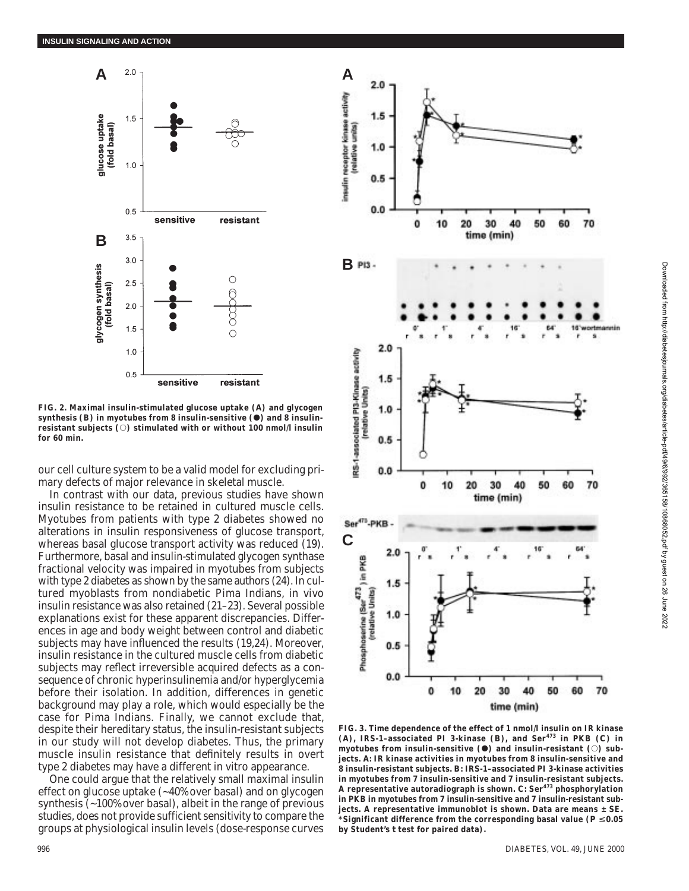FIG. 2. Maximal insulin-stimulated glucose uptake (A) and glycogen synthesis (B) in myotubes from 8 insulin-sensitive (●) and 8 insulin-resistant subjects (○) stimulated with or without 100 nmol/l insulin for 60 min.

our cell culture system to be a valid model for excluding primary defects of major relevance in skeletal muscle.

In contrast with our data, previous studies have shown insulin resistance to be retained in cultured muscle cells. Myotubes from patients with type 2 diabetes showed no alterations in insulin responsiveness of glucose transport, whereas basal glucose transport activity was reduced (19). Furthermore, basal and insulin-stimulated glycogen synthase fractional velocity was impaired in myotubes from subjects with type 2 diabetes as shown by the same authors (24). In cultured myoblasts from nondiabetic Pima Indians, in vivo insulin resistance was also retained (21–23). Several possible explanations exist for these apparent discrepancies. Differences in age and body weight between control and diabetic subjects may have influenced the results (19,24). Moreover, insulin resistance in the cultured muscle cells from diabetic subjects may reflect irreversible acquired defects as a consequence of chronic hyperinsulinemia and/or hyperglycemia before their isolation. In addition, differences in genetic background may play a role, which would especially be the case for Pima Indians. Finally, we cannot exclude that, despite their hereditary status, the insulin-resistant subjects in our study will not develop diabetes. Thus, the primary muscle insulin resistance that definitely results in overt type 2 diabetes may have a different in vitro appearance.

One could argue that the relatively small maximal insulin effect on glucose uptake (~40% over basal) and on glycogen synthesis (~100% over basal), albeit in the range of previous studies, does not provide sufficient sensitivity to compare the groups at physiological insulin levels (dose-response curves

FIG. 3. Time dependence of the effect of 1 nmol/l insulin on IR kinase (A), IRS-1–associated PI 3-kinase (B), and Ser[473] in PKB (C) in myotubes from insulin-sensitive (●) and insulin-resistant (○) subjects. A: IR kinase activities in myotubes from 8 insulin-sensitive and 8 insulin-resistant subjects. B: IRS-1–associated PI 3-kinase activities in myotubes from 7 insulin-sensitive and 7 insulin-resistant subjects. A representative autoradiograph is shown. C: Ser[473] phosphorylation in PKB in myotubes from 7 insulin-sensitive and 7 insulin-resistant subjects. A representative immunoblot is shown. Data are means ± SE. *Significant difference from the corresponding basal value ($P \leq 0.05$ by Student's t test for paired data).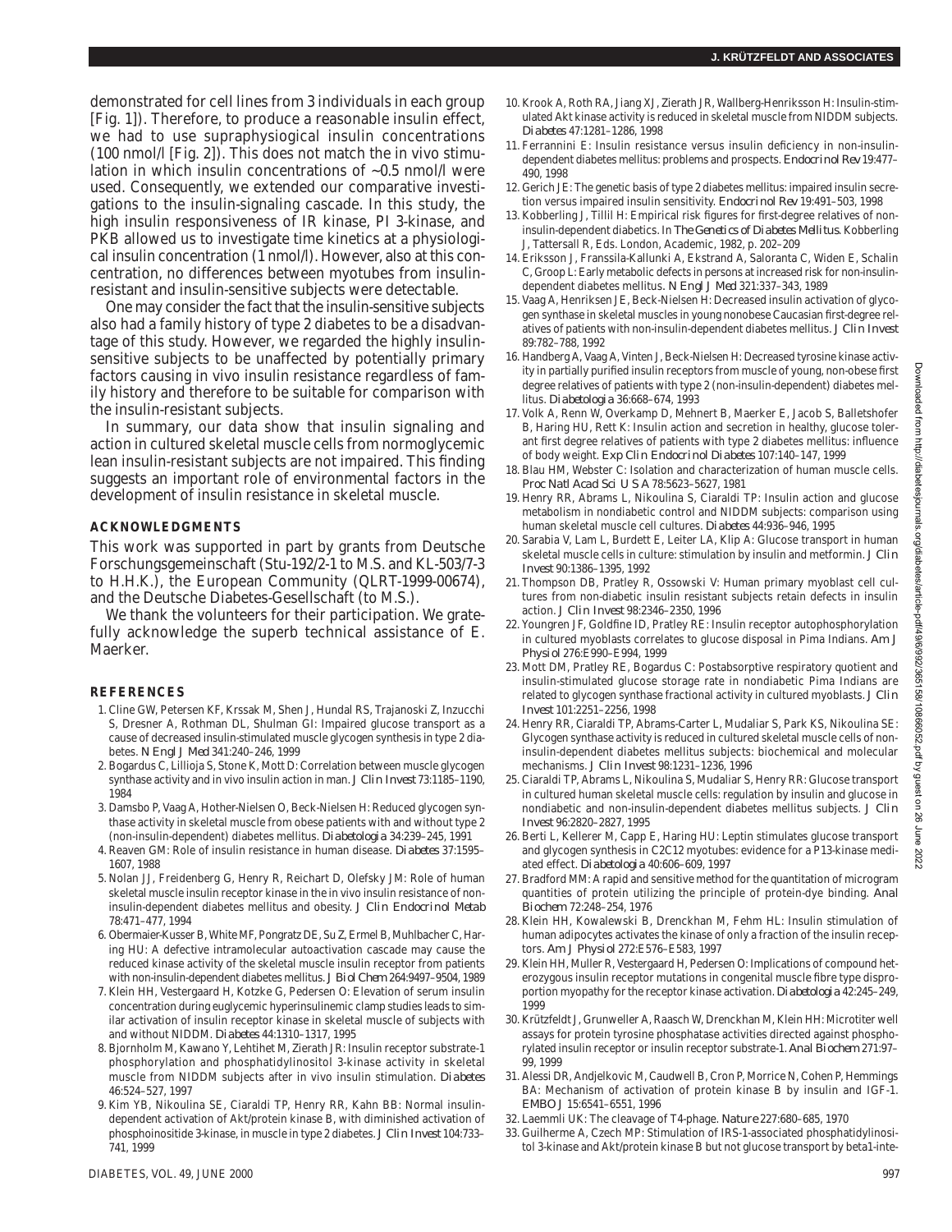demonstrated for cell lines from 3 individuals in each group [Fig. 1]). Therefore, to produce a reasonable insulin effect, we had to use supraphysiogical insulin concentrations (100 nmol/l [Fig. 2]). This does not match the in vivo stimulation in which insulin concentrations of ~0.5 nmol/l were used. Consequently, we extended our comparative investigations to the insulin-signaling cascade. In this study, the high insulin responsiveness of IR kinase, PI 3-kinase, and PKB allowed us to investigate time kinetics at a physiological insulin concentration (1 nmol/l). However, also at this concentration, no differences between myotubes from insulin-resistant and insulin-sensitive subjects were detectable.

One may consider the fact that the insulin-sensitive subjects also had a family history of type 2 diabetes to be a disadvantage of this study. However, we regarded the highly insulin-sensitive subjects to be unaffected by potentially primary factors causing in vivo insulin resistance regardless of family history and therefore to be suitable for comparison with the insulin-resistant subjects.

In summary, our data show that insulin signaling and action in cultured skeletal muscle cells from normoglycemic lean insulin-resistant subjects are not impaired. This finding suggests an important role of environmental factors in the development of insulin resistance in skeletal muscle.

## ACKNOWLEDGMENTS

This work was supported in part by grants from Deutsche Forschungsgemeinschaft (Stu-192/2-1 to M.S. and KL-503/7-3 to H.H.K.), the European Community (QLRT-1999-00674), and the Deutsche Diabetes-Gesellschaft (to M.S.).

We thank the volunteers for their participation. We gratefully acknowledge the superb technical assistance of E. Maerker.

## REFERENCES

1. Cline GW, Petersen KF, Krssak M, Shen J, Hundal RS, Trajanoski Z, Inzucchi S, Dresner A, Rothman DL, Shulman GI: Impaired glucose transport as a cause of decreased insulin-stimulated muscle glycogen synthesis in type 2 diabetes. *N Engl J Med* 341:240–246, 1999
2. Bogardus C, Lillioja S, Stone K, Mott D: Correlation between muscle glycogen synthase activity and in vivo insulin action in man. *J Clin Invest* 73:1185–1190, 1984
3. Damsbo P, Vaag A, Hother-Nielsen O, Beck-Nielsen H: Reduced glycogen synthase activity in skeletal muscle from obese patients with and without type 2 (non-insulin-dependent) diabetes mellitus. *Diabetologia* 34:239–245, 1991
4. Reaven GM: Role of insulin resistance in human disease. *Diabetes* 37:1595–1607, 1988
5. Nolan JJ, Freidenberg G, Henry R, Reichart D, Olefsky JM: Role of human skeletal muscle insulin receptor kinase in the in vivo insulin resistance of non-insulin-dependent diabetes mellitus and obesity. *J Clin Endocrinol Metab* 78:471–477, 1994
6. Obermaier-Kusser B, White MF, Pongratz DE, Su Z, Ermel B, Muhlbacher C, Haring HU: A defective intramolecular autoactivation cascade may cause the reduced kinase activity of the skeletal muscle insulin receptor from patients with non-insulin-dependent diabetes mellitus. *J Biol Chem* 264:9497–9504, 1989
7. Klein HH, Vestergaard H, Kotzke G, Pedersen O: Elevation of serum insulin concentration during euglycemic hyperinsulinemic clamp studies leads to similar activation of insulin receptor kinase in skeletal muscle of subjects with and without NIDDM. *Diabetes* 44:1310–1317, 1995
8. Bjornholm M, Kawano Y, Lehtihet M, Zierath JR: Insulin receptor substrate-1 phosphorylation and phosphatidylinositol 3-kinase activity in skeletal muscle from NIDDM subjects after in vivo insulin stimulation. *Diabetes* 46:524–527, 1997
9. Kim YB, Nikoulina SE, Ciaraldi TP, Henry RR, Kahn BB: Normal insulin-dependent activation of Akt/protein kinase B, with diminished activation of phosphoinositide 3-kinase, in muscle in type 2 diabetes. *J Clin Invest* 104:733–741, 1999
10. Krook A, Roth RA, Jiang XJ, Zierath JR, Wallberg-Henriksson H: Insulin-stimulated Akt kinase activity is reduced in skeletal muscle from NIDDM subjects. *Diabetes* 47:1281–1286, 1998
11. Ferrannini E: Insulin resistance versus insulin deficiency in non-insulin-dependent diabetes mellitus: problems and prospects. *Endocrinol Rev* 19:477–490, 1998
12. Gerich JE: The genetic basis of type 2 diabetes mellitus: impaired insulin secretion versus impaired insulin sensitivity. *Endocrinol Rev* 19:491–503, 1998
13. Kobberling J, Tillil H: Empirical risk figures for first-degree relatives of non-insulin-dependent diabetics. In *The Genetics of Diabetes Mellitus*. Kobberling J, Tattersall R, Eds. London, Academic, 1982, p. 202–209
14. Eriksson J, Franssila-Kallunki A, Ekstrand A, Saloranta C, Widen E, Schalin C, Groop L: Early metabolic defects in persons at increased risk for non-insulin-dependent diabetes mellitus. *N Engl J Med* 321:337–343, 1989
15. Vaag A, Henriksen JE, Beck-Nielsen H: Decreased insulin activation of glycogen synthase in skeletal muscles in young nonobese Caucasian first-degree relatives of patients with non-insulin-dependent diabetes mellitus. *J Clin Invest* 89:782–788, 1992
16. Handberg A, Vaag A, Vinten J, Beck-Nielsen H: Decreased tyrosine kinase activity in partially purified insulin receptors from muscle of young, non-obese first degree relatives of patients with type 2 (non-insulin-dependent) diabetes mellitus. *Diabetologia* 36:668–674, 1993
17. Volk A, Renn W, Overkamp D, Mehnert B, Maerker E, Jacob S, Balletshofer B, Haring HU, Rett K: Insulin action and secretion in healthy, glucose tolerant first degree relatives of patients with type 2 diabetes mellitus: influence of body weight. *Exp Clin Endocrinol Diabetes* 107:140–147, 1999
18. Blau HM, Webster C: Isolation and characterization of human muscle cells. *Proc Natl Acad Sci U S A* 78:5623–5627, 1981
19. Henry RR, Abrams L, Nikoulina S, Ciaraldi TP: Insulin action and glucose metabolism in nondiabetic control and NIDDM subjects: comparison using human skeletal muscle cell cultures. *Diabetes* 44:936–946, 1995
20. Sarabia V, Lam L, Burdett E, Leiter LA, Klip A: Glucose transport in human skeletal muscle cells in culture: stimulation by insulin and metformin. *J Clin Invest* 90:1386–1395, 1992
21. Thompson DB, Pratley R, Ossowski V: Human primary myoblast cell cultures from non-diabetic insulin resistant subjects retain defects in insulin action. *J Clin Invest* 98:2346–2350, 1996
22. Youngren JF, Goldfine ID, Pratley RE: Insulin receptor autophosphorylation in cultured myoblasts correlates to glucose disposal in Pima Indians. *Am J Physiol* 276:E990–E994, 1999
23. Mott DM, Pratley RE, Bogardus C: Postabsorptive respiratory quotient and insulin-stimulated glucose storage rate in nondiabetic Pima Indians are related to glycogen synthase fractional activity in cultured myoblasts. *J Clin Invest* 101:2251–2256, 1998
24. Henry RR, Ciaraldi TP, Abrams-Carter L, Mudaliar S, Park KS, Nikoulina SE: Glycogen synthase activity is reduced in cultured skeletal muscle cells of non-insulin-dependent diabetes mellitus subjects: biochemical and molecular mechanisms. *J Clin Invest* 98:1231–1236, 1996
25. Ciaraldi TP, Abrams L, Nikoulina S, Mudaliar S, Henry RR: Glucose transport in cultured human skeletal muscle cells: regulation by insulin and glucose in nondiabetic and non-insulin-dependent diabetes mellitus subjects. *J Clin Invest* 96:2820–2827, 1995
26. Berti L, Kellerer M, Capp E, Haring HU: Leptin stimulates glucose transport and glycogen synthesis in C2C12 myotubes: evidence for a P13-kinase mediated effect. *Diabetologia* 40:606–609, 1997
27. Bradford MM: A rapid and sensitive method for the quantitation of microgram quantities of protein utilizing the principle of protein-dye binding. *Anal Biochem* 72:248–254, 1976
28. Klein HH, Kowalewski B, Drenckhan M, Fehm HL: Insulin stimulation of human adipocytes activates the kinase of only a fraction of the insulin receptors. *Am J Physiol* 272:E576–E583, 1997
29. Klein HH, Muller R, Vestergaard H, Pedersen O: Implications of compound heterozygous insulin receptor mutations in congenital muscle fibre type disproportion myopathy for the receptor kinase activation. *Diabetologia* 42:245–249, 1999
30. Krützfeldt J, Grunweller A, Raasch W, Drenckhan M, Klein HH: Microtiter well assays for protein tyrosine phosphatase activities directed against phosphorylated insulin receptor or insulin receptor substrate-1. *Anal Biochem* 271:97–99, 1999
31. Alessi DR, Andjelkovic M, Caudwell B, Cron P, Morrice N, Cohen P, Hemmings BA: Mechanism of activation of protein kinase B by insulin and IGF-1. *EMBO J* 15:6541–6551, 1996
32. Laemmli UK: The cleavage of T4-phage. *Nature* 227:680–685, 1970
33. Guilherme A, Czech MP: Stimulation of IRS-1-associated phosphatidylinositol 3-kinase and Akt/protein kinase B but not glucose transport by beta1-inte-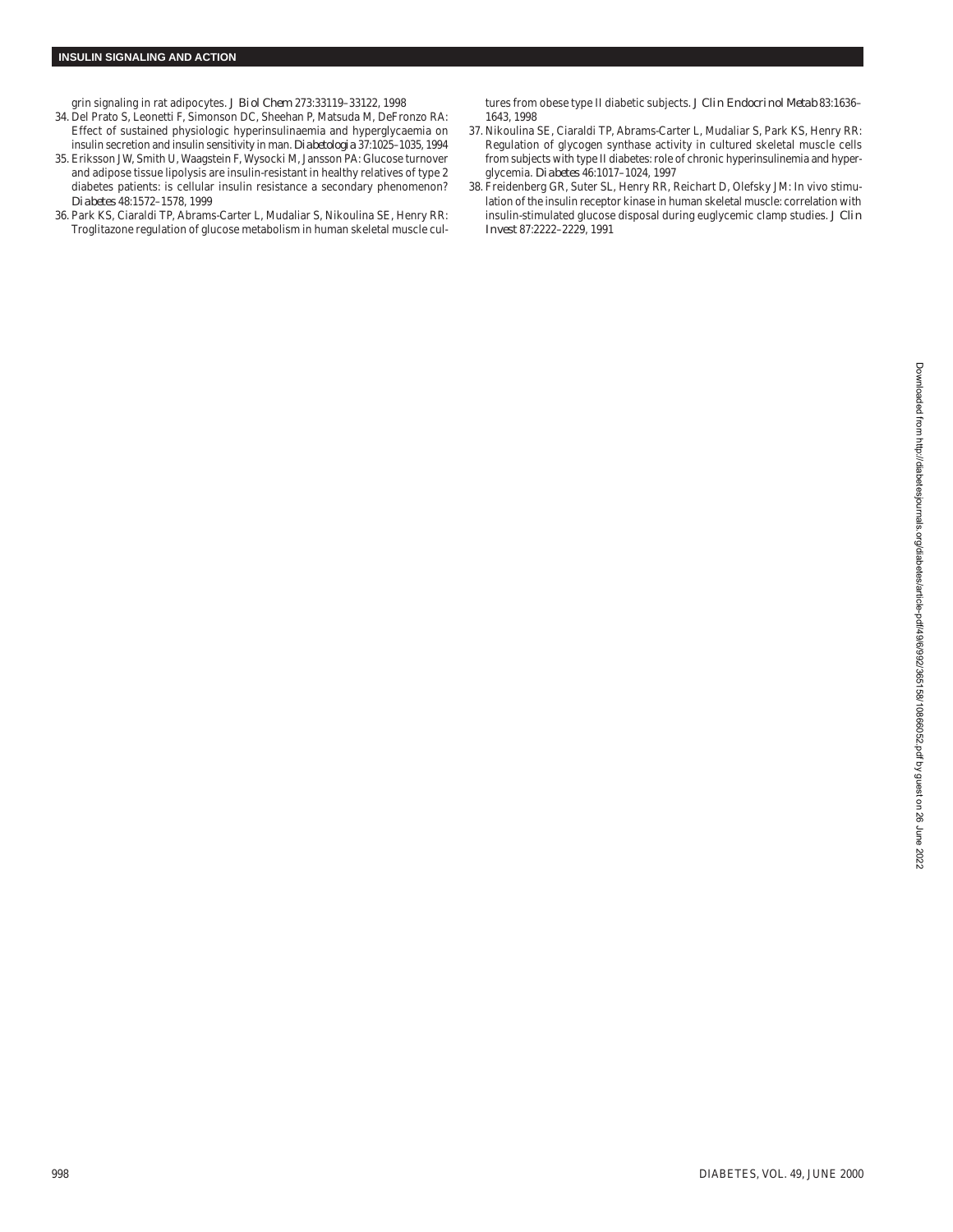grin signaling in rat adipocytes. *J Biol Chem* 273:33119–33122, 1998

34. Del Prato S, Leonetti F, Simonson DC, Sheehan P, Matsuda M, DeFronzo RA: Effect of sustained physiologic hyperinsulinaemia and hyperglycaemia on insulin secretion and insulin sensitivity in man. *Diabetologia* 37:1025–1035, 1994
35. Eriksson JW, Smith U, Waagstein F, Wysocki M, Jansson PA: Glucose turnover and adipose tissue lipolysis are insulin-resistant in healthy relatives of type 2 diabetes patients: is cellular insulin resistance a secondary phenomenon? *Diabetes* 48:1572–1578, 1999
36. Park KS, Ciaraldi TP, Abrams-Carter L, Mudaliar S, Nikoulina SE, Henry RR: Troglitazone regulation of glucose metabolism in human skeletal muscle cultures from obese type II diabetic subjects. *J Clin Endocrinol Metab* 83:1636–1643, 1998
37. Nikoulina SE, Ciaraldi TP, Abrams-Carter L, Mudaliar S, Park KS, Henry RR: Regulation of glycogen synthase activity in cultured skeletal muscle cells from subjects with type II diabetes: role of chronic hyperinsulinemia and hyperglycemia. *Diabetes* 46:1017–1024, 1997
38. Freidenberg GR, Suter SL, Henry RR, Reichart D, Olefsky JM: In vivo stimulation of the insulin receptor kinase in human skeletal muscle: correlation with insulin-stimulated glucose disposal during euglycemic clamp studies. *J Clin Invest* 87:2222–2229, 1991